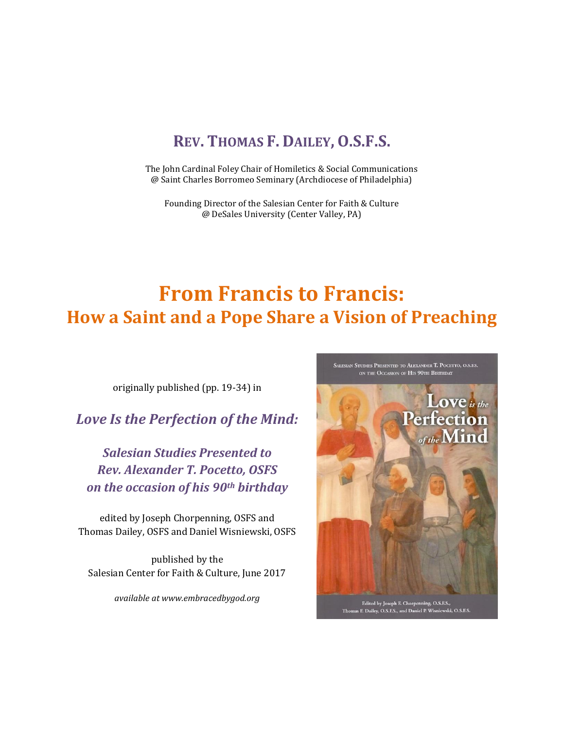**REV. THOMAS F. DAILEY, O.S.F.S.**

The John Cardinal Foley Chair of Homiletics & Social Communications
@ Saint Charles Borromeo Seminary (Archdiocese of Philadelphia)

Founding Director of the Salesian Center for Faith & Culture
@ DeSales University (Center Valley, PA)

# From Francis to Francis:
## How a Saint and a Pope Share a Vision of Preaching

originally published (pp. 19-34) in

***Love Is the Perfection of the Mind:***

***Salesian Studies Presented to Rev. Alexander T. Pocetto, OSFS on the occasion of his 90th birthday***

edited by Joseph Chorpenning, OSFS and Thomas Dailey, OSFS and Daniel Wisniewski, OSFS

published by the Salesian Center for Faith & Culture, June 2017

*available at www.embracedbygod.org*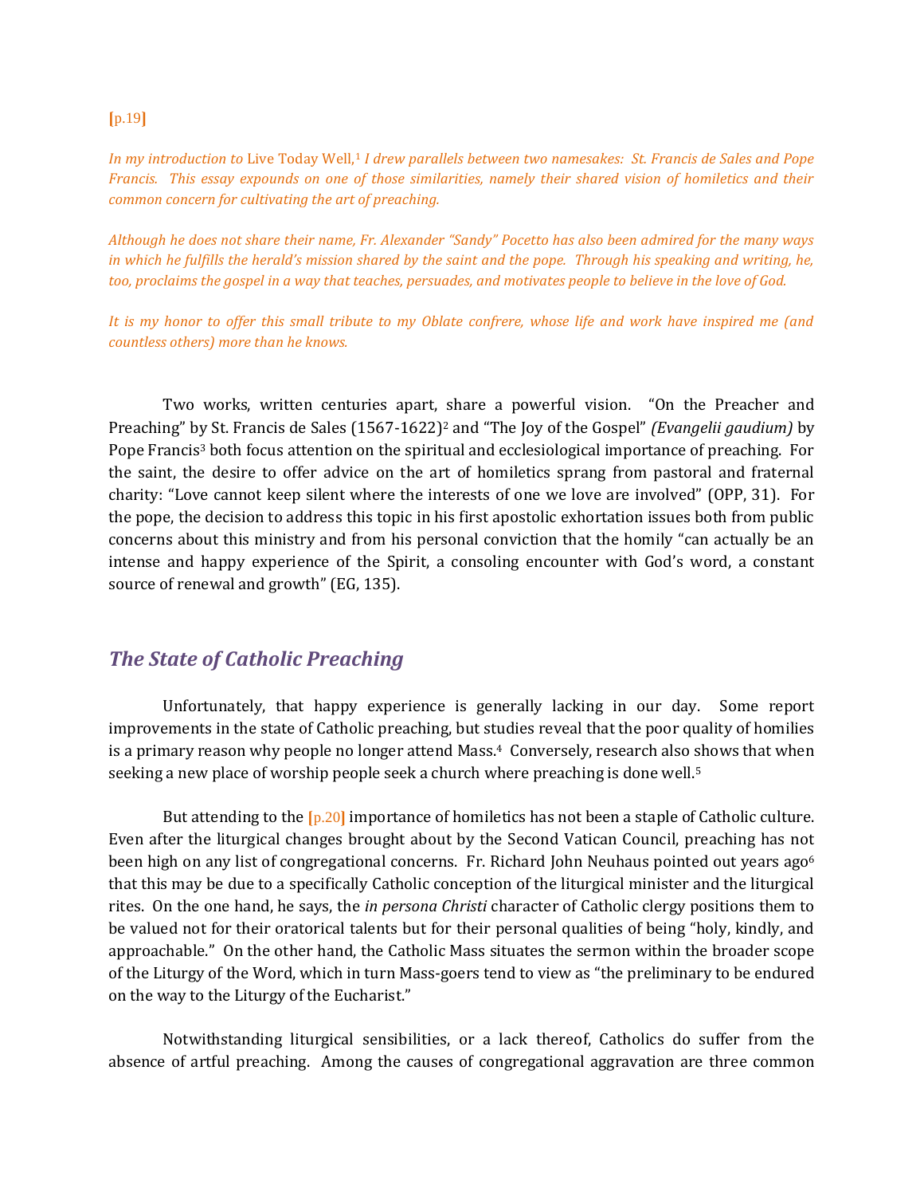[p.19]

*In my introduction to* Live Today Well,[1] *I drew parallels between two namesakes: St. Francis de Sales and Pope Francis. This essay expounds on one of those similarities, namely their shared vision of homiletics and their common concern for cultivating the art of preaching.*

*Although he does not share their name, Fr. Alexander "Sandy" Pocetto has also been admired for the many ways in which he fulfills the herald's mission shared by the saint and the pope. Through his speaking and writing, he, too, proclaims the gospel in a way that teaches, persuades, and motivates people to believe in the love of God.*

*It is my honor to offer this small tribute to my Oblate confrere, whose life and work have inspired me (and countless others) more than he knows.*

Two works, written centuries apart, share a powerful vision. "On the Preacher and Preaching" by St. Francis de Sales (1567-1622)[2] and "The Joy of the Gospel" *(Evangelii gaudium)* by Pope Francis[3] both focus attention on the spiritual and ecclesiological importance of preaching. For the saint, the desire to offer advice on the art of homiletics sprang from pastoral and fraternal charity: "Love cannot keep silent where the interests of one we love are involved" (OPP, 31). For the pope, the decision to address this topic in his first apostolic exhortation issues both from public concerns about this ministry and from his personal conviction that the homily "can actually be an intense and happy experience of the Spirit, a consoling encounter with God's word, a constant source of renewal and growth" (EG, 135).

## *The State of Catholic Preaching*

Unfortunately, that happy experience is generally lacking in our day. Some report improvements in the state of Catholic preaching, but studies reveal that the poor quality of homilies is a primary reason why people no longer attend Mass.[4] Conversely, research also shows that when seeking a new place of worship people seek a church where preaching is done well.[5]

But attending to the [p.20] importance of homiletics has not been a staple of Catholic culture. Even after the liturgical changes brought about by the Second Vatican Council, preaching has not been high on any list of congregational concerns. Fr. Richard John Neuhaus pointed out years ago[6] that this may be due to a specifically Catholic conception of the liturgical minister and the liturgical rites. On the one hand, he says, the *in persona Christi* character of Catholic clergy positions them to be valued not for their oratorical talents but for their personal qualities of being "holy, kindly, and approachable." On the other hand, the Catholic Mass situates the sermon within the broader scope of the Liturgy of the Word, which in turn Mass-goers tend to view as "the preliminary to be endured on the way to the Liturgy of the Eucharist."

Notwithstanding liturgical sensibilities, or a lack thereof, Catholics do suffer from the absence of artful preaching. Among the causes of congregational aggravation are three common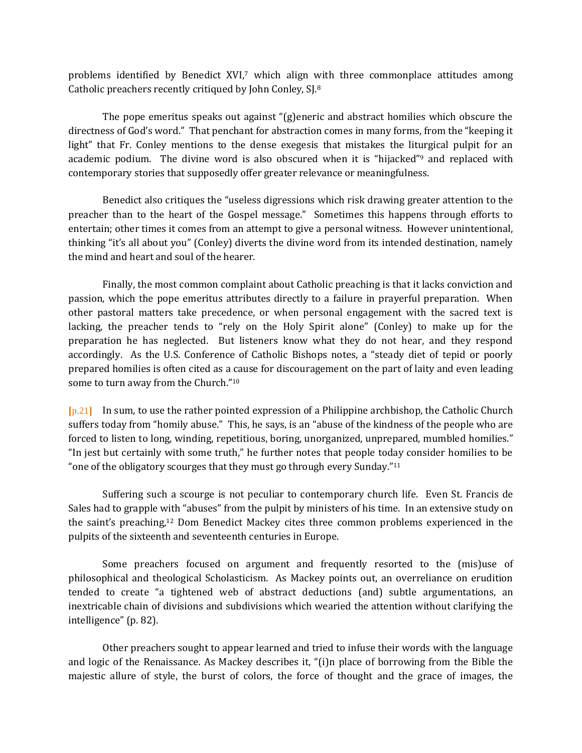problems identified by Benedict XVI,[7] which align with three commonplace attitudes among Catholic preachers recently critiqued by John Conley, SJ.[8]

The pope emeritus speaks out against "(g)eneric and abstract homilies which obscure the directness of God's word." That penchant for abstraction comes in many forms, from the "keeping it light" that Fr. Conley mentions to the dense exegesis that mistakes the liturgical pulpit for an academic podium. The divine word is also obscured when it is "hijacked"[9] and replaced with contemporary stories that supposedly offer greater relevance or meaningfulness.

Benedict also critiques the "useless digressions which risk drawing greater attention to the preacher than to the heart of the Gospel message." Sometimes this happens through efforts to entertain; other times it comes from an attempt to give a personal witness. However unintentional, thinking "it's all about you" (Conley) diverts the divine word from its intended destination, namely the mind and heart and soul of the hearer.

Finally, the most common complaint about Catholic preaching is that it lacks conviction and passion, which the pope emeritus attributes directly to a failure in prayerful preparation. When other pastoral matters take precedence, or when personal engagement with the sacred text is lacking, the preacher tends to "rely on the Holy Spirit alone" (Conley) to make up for the preparation he has neglected. But listeners know what they do not hear, and they respond accordingly. As the U.S. Conference of Catholic Bishops notes, a "steady diet of tepid or poorly prepared homilies is often cited as a cause for discouragement on the part of laity and even leading some to turn away from the Church."[10]

[p.21] In sum, to use the rather pointed expression of a Philippine archbishop, the Catholic Church suffers today from "homily abuse." This, he says, is an "abuse of the kindness of the people who are forced to listen to long, winding, repetitious, boring, unorganized, unprepared, mumbled homilies." "In jest but certainly with some truth," he further notes that people today consider homilies to be "one of the obligatory scourges that they must go through every Sunday."[11]

Suffering such a scourge is not peculiar to contemporary church life. Even St. Francis de Sales had to grapple with "abuses" from the pulpit by ministers of his time. In an extensive study on the saint's preaching,[12] Dom Benedict Mackey cites three common problems experienced in the pulpits of the sixteenth and seventeenth centuries in Europe.

Some preachers focused on argument and frequently resorted to the (mis)use of philosophical and theological Scholasticism. As Mackey points out, an overreliance on erudition tended to create "a tightened web of abstract deductions (and) subtle argumentations, an inextricable chain of divisions and subdivisions which wearied the attention without clarifying the intelligence" (p. 82).

Other preachers sought to appear learned and tried to infuse their words with the language and logic of the Renaissance. As Mackey describes it, "(i)n place of borrowing from the Bible the majestic allure of style, the burst of colors, the force of thought and the grace of images, the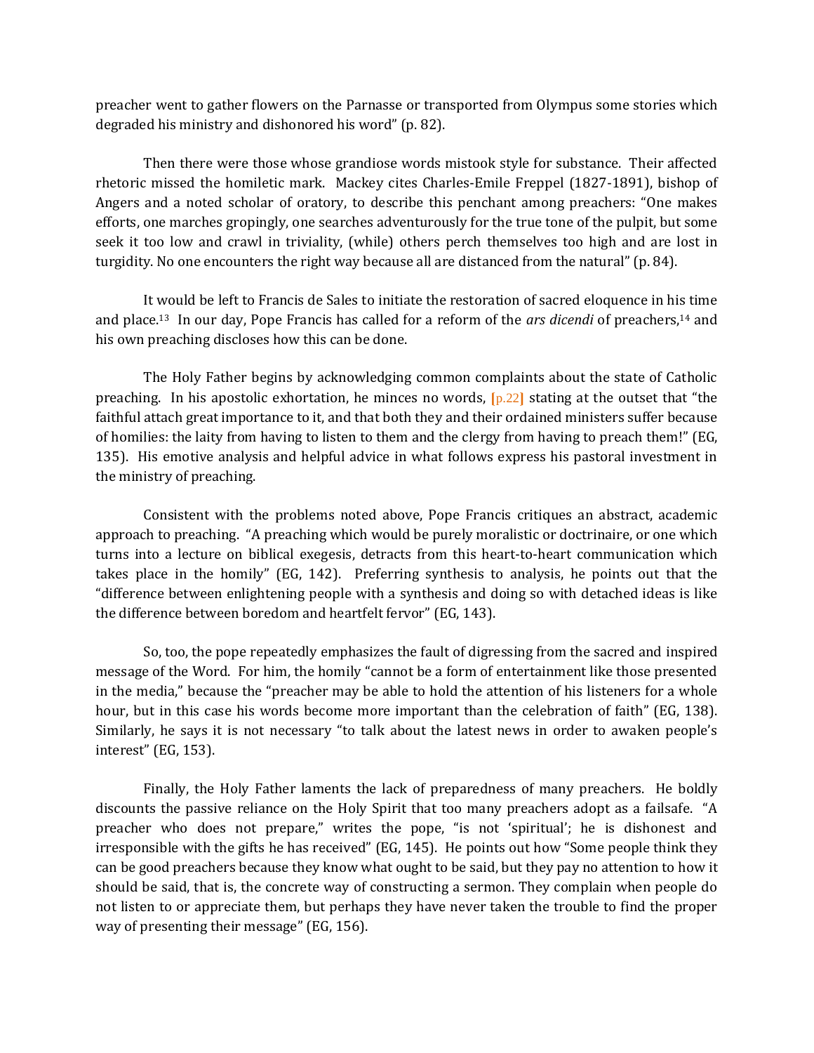preacher went to gather flowers on the Parnasse or transported from Olympus some stories which degraded his ministry and dishonored his word" (p. 82).

Then there were those whose grandiose words mistook style for substance. Their affected rhetoric missed the homiletic mark. Mackey cites Charles-Emile Freppel (1827-1891), bishop of Angers and a noted scholar of oratory, to describe this penchant among preachers: "One makes efforts, one marches gropingly, one searches adventurously for the true tone of the pulpit, but some seek it too low and crawl in triviality, (while) others perch themselves too high and are lost in turgidity. No one encounters the right way because all are distanced from the natural" (p. 84).

It would be left to Francis de Sales to initiate the restoration of sacred eloquence in his time and place.[13] In our day, Pope Francis has called for a reform of the *ars dicendi* of preachers,[14] and his own preaching discloses how this can be done.

The Holy Father begins by acknowledging common complaints about the state of Catholic preaching. In his apostolic exhortation, he minces no words, [p.22] stating at the outset that "the faithful attach great importance to it, and that both they and their ordained ministers suffer because of homilies: the laity from having to listen to them and the clergy from having to preach them!" (EG, 135). His emotive analysis and helpful advice in what follows express his pastoral investment in the ministry of preaching.

Consistent with the problems noted above, Pope Francis critiques an abstract, academic approach to preaching. "A preaching which would be purely moralistic or doctrinaire, or one which turns into a lecture on biblical exegesis, detracts from this heart-to-heart communication which takes place in the homily" (EG, 142). Preferring synthesis to analysis, he points out that the "difference between enlightening people with a synthesis and doing so with detached ideas is like the difference between boredom and heartfelt fervor" (EG, 143).

So, too, the pope repeatedly emphasizes the fault of digressing from the sacred and inspired message of the Word. For him, the homily "cannot be a form of entertainment like those presented in the media," because the "preacher may be able to hold the attention of his listeners for a whole hour, but in this case his words become more important than the celebration of faith" (EG, 138). Similarly, he says it is not necessary "to talk about the latest news in order to awaken people's interest" (EG, 153).

Finally, the Holy Father laments the lack of preparedness of many preachers. He boldly discounts the passive reliance on the Holy Spirit that too many preachers adopt as a failsafe. "A preacher who does not prepare," writes the pope, "is not 'spiritual'; he is dishonest and irresponsible with the gifts he has received" (EG, 145). He points out how "Some people think they can be good preachers because they know what ought to be said, but they pay no attention to how it should be said, that is, the concrete way of constructing a sermon. They complain when people do not listen to or appreciate them, but perhaps they have never taken the trouble to find the proper way of presenting their message" (EG, 156).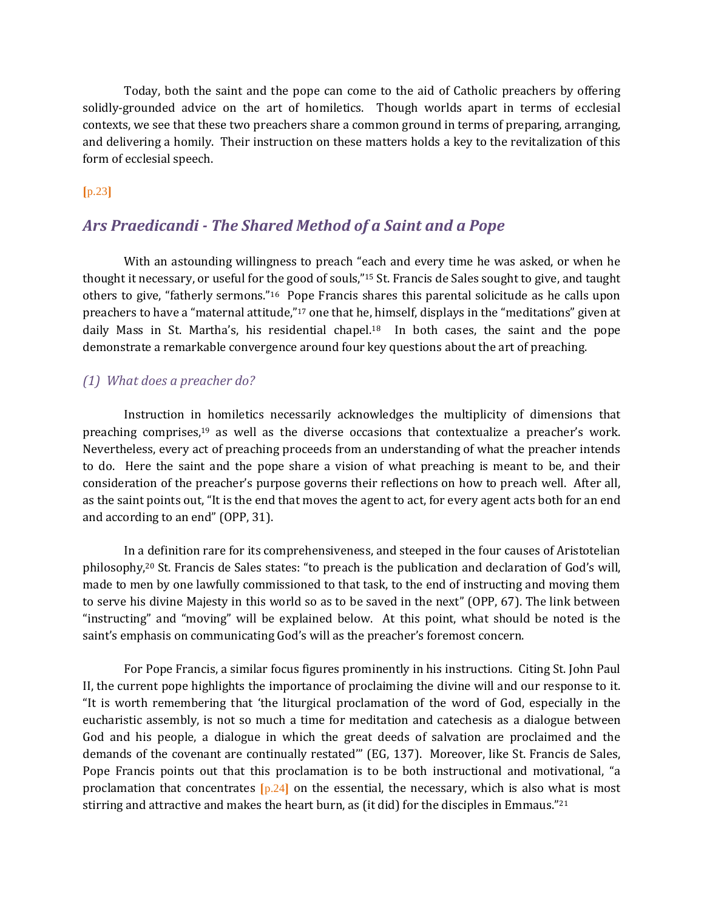Today, both the saint and the pope can come to the aid of Catholic preachers by offering solidly-grounded advice on the art of homiletics. Though worlds apart in terms of ecclesial contexts, we see that these two preachers share a common ground in terms of preparing, arranging, and delivering a homily. Their instruction on these matters holds a key to the revitalization of this form of ecclesial speech.

[p.23]

## *Ars Praedicandi - The Shared Method of a Saint and a Pope*

With an astounding willingness to preach "each and every time he was asked, or when he thought it necessary, or useful for the good of souls,"[15] St. Francis de Sales sought to give, and taught others to give, "fatherly sermons."[16] Pope Francis shares this parental solicitude as he calls upon preachers to have a "maternal attitude,"[17] one that he, himself, displays in the "meditations" given at daily Mass in St. Martha's, his residential chapel.[18] In both cases, the saint and the pope demonstrate a remarkable convergence around four key questions about the art of preaching.

### *(1) What does a preacher do?*

Instruction in homiletics necessarily acknowledges the multiplicity of dimensions that preaching comprises,[19] as well as the diverse occasions that contextualize a preacher's work. Nevertheless, every act of preaching proceeds from an understanding of what the preacher intends to do. Here the saint and the pope share a vision of what preaching is meant to be, and their consideration of the preacher's purpose governs their reflections on how to preach well. After all, as the saint points out, "It is the end that moves the agent to act, for every agent acts both for an end and according to an end" (OPP, 31).

In a definition rare for its comprehensiveness, and steeped in the four causes of Aristotelian philosophy,[20] St. Francis de Sales states: "to preach is the publication and declaration of God's will, made to men by one lawfully commissioned to that task, to the end of instructing and moving them to serve his divine Majesty in this world so as to be saved in the next" (OPP, 67). The link between "instructing" and "moving" will be explained below. At this point, what should be noted is the saint's emphasis on communicating God's will as the preacher's foremost concern.

For Pope Francis, a similar focus figures prominently in his instructions. Citing St. John Paul II, the current pope highlights the importance of proclaiming the divine will and our response to it. "It is worth remembering that 'the liturgical proclamation of the word of God, especially in the eucharistic assembly, is not so much a time for meditation and catechesis as a dialogue between God and his people, a dialogue in which the great deeds of salvation are proclaimed and the demands of the covenant are continually restated'" (EG, 137). Moreover, like St. Francis de Sales, Pope Francis points out that this proclamation is to be both instructional and motivational, "a proclamation that concentrates [p.24] on the essential, the necessary, which is also what is most stirring and attractive and makes the heart burn, as (it did) for the disciples in Emmaus."[21]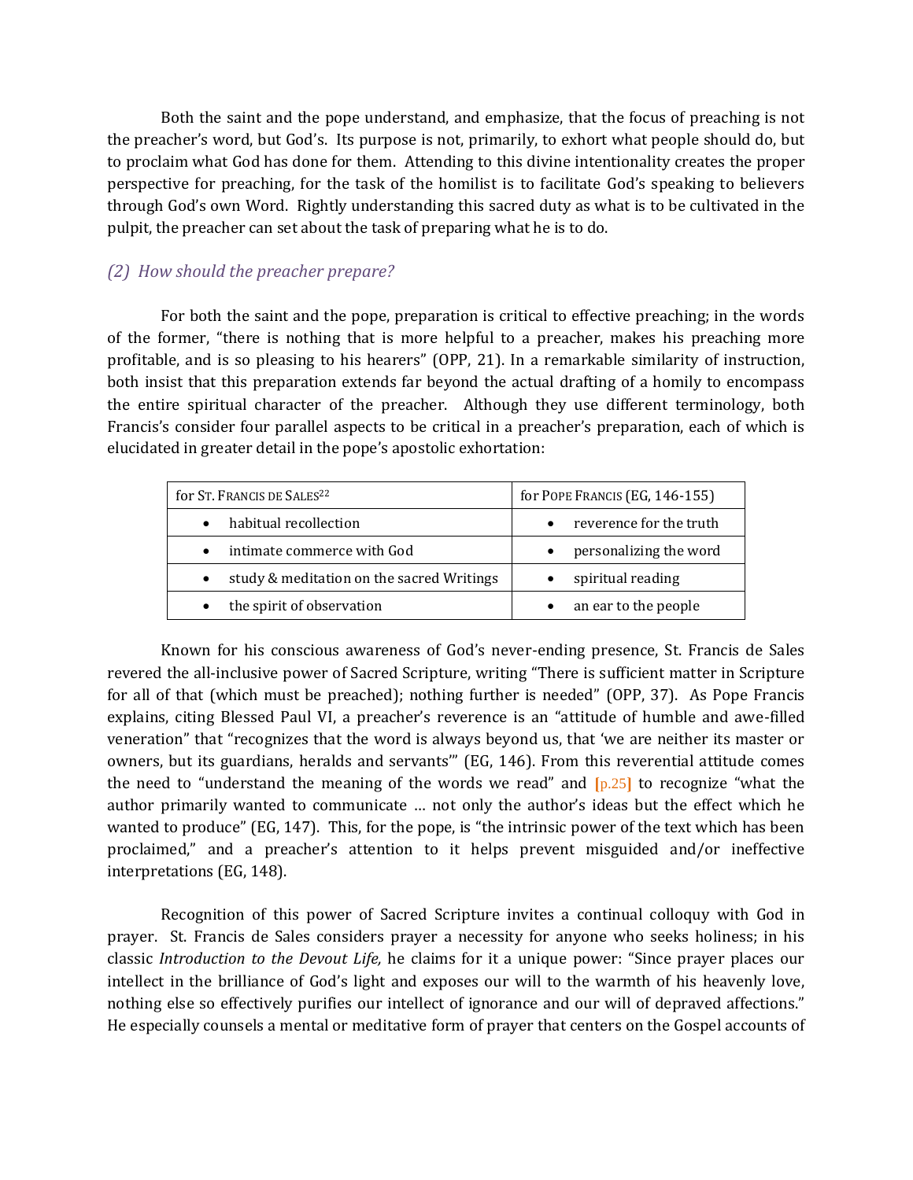Both the saint and the pope understand, and emphasize, that the focus of preaching is not the preacher's word, but God's. Its purpose is not, primarily, to exhort what people should do, but to proclaim what God has done for them. Attending to this divine intentionality creates the proper perspective for preaching, for the task of the homilist is to facilitate God's speaking to believers through God's own Word. Rightly understanding this sacred duty as what is to be cultivated in the pulpit, the preacher can set about the task of preparing what he is to do.

### *(2) How should the preacher prepare?*

For both the saint and the pope, preparation is critical to effective preaching; in the words of the former, "there is nothing that is more helpful to a preacher, makes his preaching more profitable, and is so pleasing to his hearers" (OPP, 21). In a remarkable similarity of instruction, both insist that this preparation extends far beyond the actual drafting of a homily to encompass the entire spiritual character of the preacher. Although they use different terminology, both Francis's consider four parallel aspects to be critical in a preacher's preparation, each of which is elucidated in greater detail in the pope's apostolic exhortation:

| for St. Francis de Sales[22] | for Pope Francis (EG, 146-155) |
|---|---|
| • habitual recollection | • reverence for the truth |
| • intimate commerce with God | • personalizing the word |
| • study & meditation on the sacred Writings | • spiritual reading |
| • the spirit of observation | • an ear to the people |

Known for his conscious awareness of God's never-ending presence, St. Francis de Sales revered the all-inclusive power of Sacred Scripture, writing "There is sufficient matter in Scripture for all of that (which must be preached); nothing further is needed" (OPP, 37). As Pope Francis explains, citing Blessed Paul VI, a preacher's reverence is an "attitude of humble and awe-filled veneration" that "recognizes that the word is always beyond us, that 'we are neither its master or owners, but its guardians, heralds and servants'" (EG, 146). From this reverential attitude comes the need to "understand the meaning of the words we read" and [p.25] to recognize "what the author primarily wanted to communicate … not only the author's ideas but the effect which he wanted to produce" (EG, 147). This, for the pope, is "the intrinsic power of the text which has been proclaimed," and a preacher's attention to it helps prevent misguided and/or ineffective interpretations (EG, 148).

Recognition of this power of Sacred Scripture invites a continual colloquy with God in prayer. St. Francis de Sales considers prayer a necessity for anyone who seeks holiness; in his classic *Introduction to the Devout Life,* he claims for it a unique power: "Since prayer places our intellect in the brilliance of God's light and exposes our will to the warmth of his heavenly love, nothing else so effectively purifies our intellect of ignorance and our will of depraved affections." He especially counsels a mental or meditative form of prayer that centers on the Gospel accounts of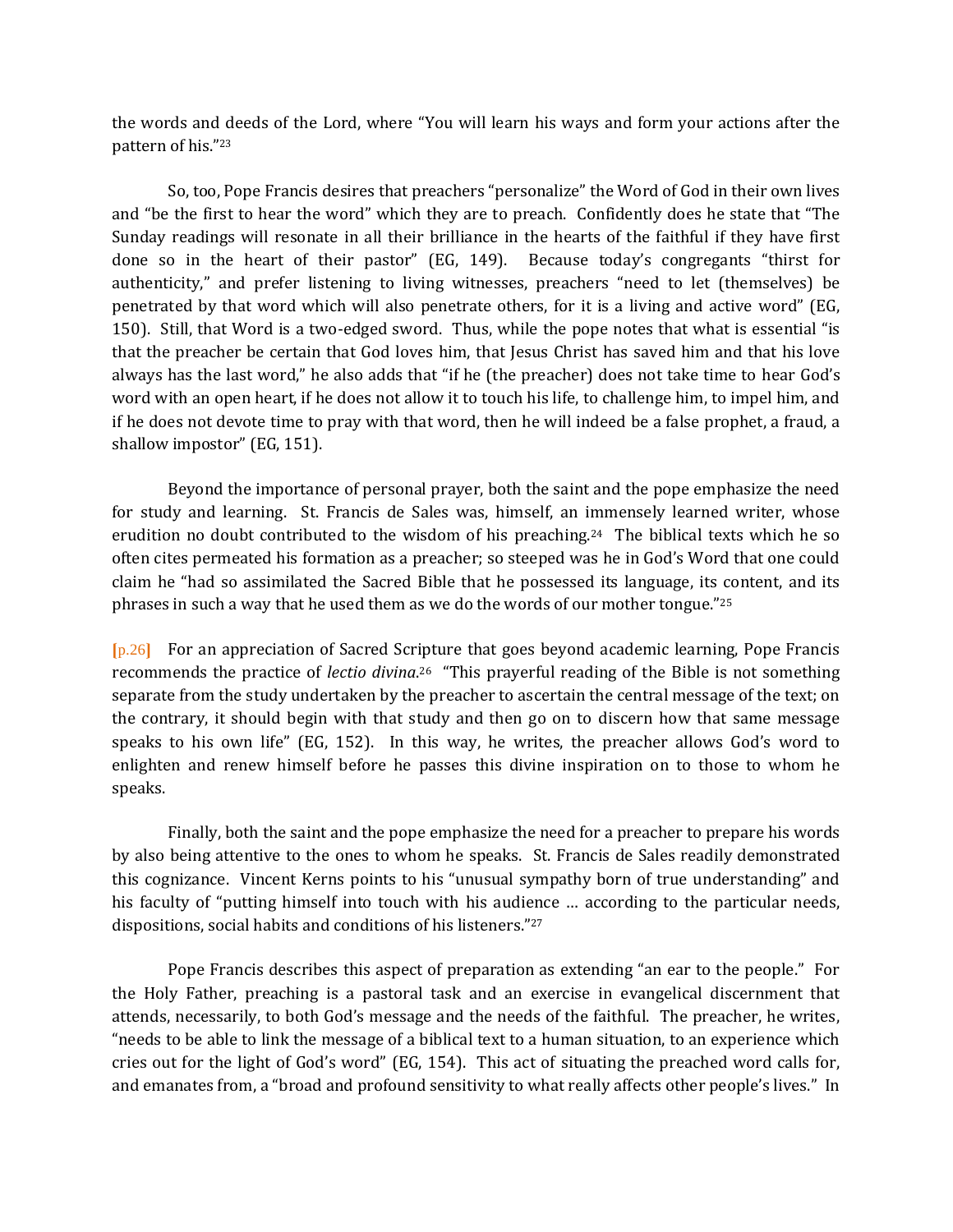the words and deeds of the Lord, where "You will learn his ways and form your actions after the pattern of his."[23]

So, too, Pope Francis desires that preachers "personalize" the Word of God in their own lives and "be the first to hear the word" which they are to preach. Confidently does he state that "The Sunday readings will resonate in all their brilliance in the hearts of the faithful if they have first done so in the heart of their pastor" (EG, 149). Because today's congregants "thirst for authenticity," and prefer listening to living witnesses, preachers "need to let (themselves) be penetrated by that word which will also penetrate others, for it is a living and active word" (EG, 150). Still, that Word is a two-edged sword. Thus, while the pope notes that what is essential "is that the preacher be certain that God loves him, that Jesus Christ has saved him and that his love always has the last word," he also adds that "if he (the preacher) does not take time to hear God's word with an open heart, if he does not allow it to touch his life, to challenge him, to impel him, and if he does not devote time to pray with that word, then he will indeed be a false prophet, a fraud, a shallow impostor" (EG, 151).

Beyond the importance of personal prayer, both the saint and the pope emphasize the need for study and learning. St. Francis de Sales was, himself, an immensely learned writer, whose erudition no doubt contributed to the wisdom of his preaching.[24] The biblical texts which he so often cites permeated his formation as a preacher; so steeped was he in God's Word that one could claim he "had so assimilated the Sacred Bible that he possessed its language, its content, and its phrases in such a way that he used them as we do the words of our mother tongue."[25]

[p.26] For an appreciation of Sacred Scripture that goes beyond academic learning, Pope Francis recommends the practice of *lectio divina*.[26] "This prayerful reading of the Bible is not something separate from the study undertaken by the preacher to ascertain the central message of the text; on the contrary, it should begin with that study and then go on to discern how that same message speaks to his own life" (EG, 152). In this way, he writes, the preacher allows God's word to enlighten and renew himself before he passes this divine inspiration on to those to whom he speaks.

Finally, both the saint and the pope emphasize the need for a preacher to prepare his words by also being attentive to the ones to whom he speaks. St. Francis de Sales readily demonstrated this cognizance. Vincent Kerns points to his "unusual sympathy born of true understanding" and his faculty of "putting himself into touch with his audience … according to the particular needs, dispositions, social habits and conditions of his listeners."[27]

Pope Francis describes this aspect of preparation as extending "an ear to the people." For the Holy Father, preaching is a pastoral task and an exercise in evangelical discernment that attends, necessarily, to both God's message and the needs of the faithful. The preacher, he writes, "needs to be able to link the message of a biblical text to a human situation, to an experience which cries out for the light of God's word" (EG, 154). This act of situating the preached word calls for, and emanates from, a "broad and profound sensitivity to what really affects other people's lives." In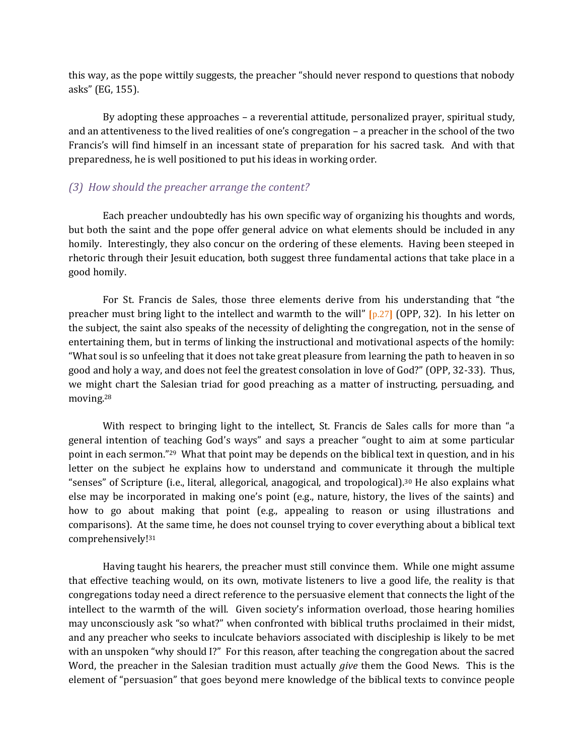this way, as the pope wittily suggests, the preacher "should never respond to questions that nobody asks" (EG, 155).

By adopting these approaches – a reverential attitude, personalized prayer, spiritual study, and an attentiveness to the lived realities of one's congregation – a preacher in the school of the two Francis's will find himself in an incessant state of preparation for his sacred task. And with that preparedness, he is well positioned to put his ideas in working order.

### *(3) How should the preacher arrange the content?*

Each preacher undoubtedly has his own specific way of organizing his thoughts and words, but both the saint and the pope offer general advice on what elements should be included in any homily. Interestingly, they also concur on the ordering of these elements. Having been steeped in rhetoric through their Jesuit education, both suggest three fundamental actions that take place in a good homily.

For St. Francis de Sales, those three elements derive from his understanding that "the preacher must bring light to the intellect and warmth to the will" [p.27] (OPP, 32). In his letter on the subject, the saint also speaks of the necessity of delighting the congregation, not in the sense of entertaining them, but in terms of linking the instructional and motivational aspects of the homily: "What soul is so unfeeling that it does not take great pleasure from learning the path to heaven in so good and holy a way, and does not feel the greatest consolation in love of God?" (OPP, 32-33). Thus, we might chart the Salesian triad for good preaching as a matter of instructing, persuading, and moving.[28]

With respect to bringing light to the intellect, St. Francis de Sales calls for more than "a general intention of teaching God's ways" and says a preacher "ought to aim at some particular point in each sermon."[29] What that point may be depends on the biblical text in question, and in his letter on the subject he explains how to understand and communicate it through the multiple "senses" of Scripture (i.e., literal, allegorical, anagogical, and tropological).[30] He also explains what else may be incorporated in making one's point (e.g., nature, history, the lives of the saints) and how to go about making that point (e.g., appealing to reason or using illustrations and comparisons). At the same time, he does not counsel trying to cover everything about a biblical text comprehensively![31]

Having taught his hearers, the preacher must still convince them. While one might assume that effective teaching would, on its own, motivate listeners to live a good life, the reality is that congregations today need a direct reference to the persuasive element that connects the light of the intellect to the warmth of the will. Given society's information overload, those hearing homilies may unconsciously ask "so what?" when confronted with biblical truths proclaimed in their midst, and any preacher who seeks to inculcate behaviors associated with discipleship is likely to be met with an unspoken "why should I?" For this reason, after teaching the congregation about the sacred Word, the preacher in the Salesian tradition must actually *give* them the Good News. This is the element of "persuasion" that goes beyond mere knowledge of the biblical texts to convince people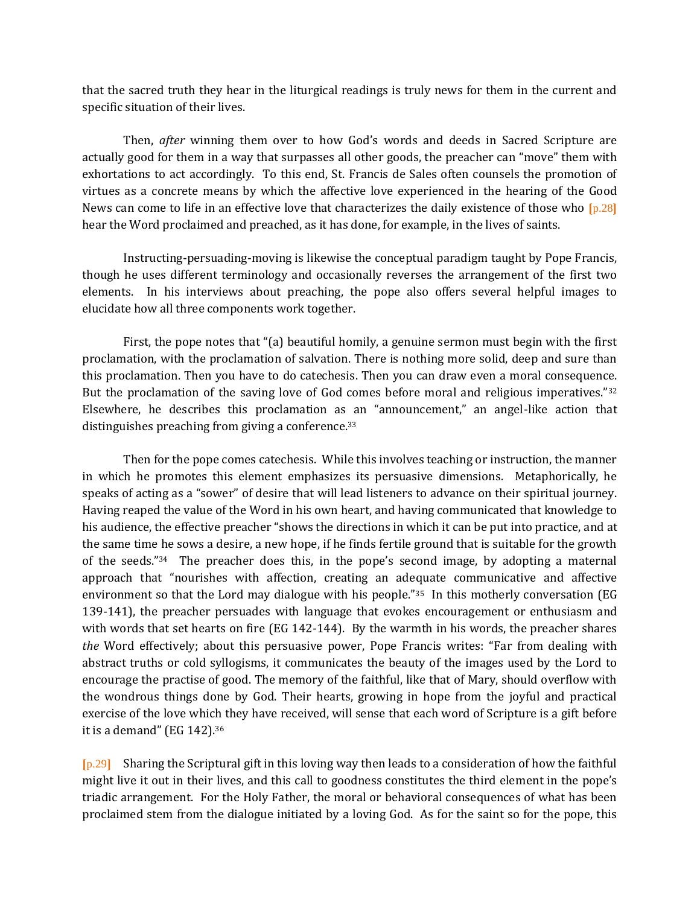that the sacred truth they hear in the liturgical readings is truly news for them in the current and specific situation of their lives.

Then, *after* winning them over to how God's words and deeds in Sacred Scripture are actually good for them in a way that surpasses all other goods, the preacher can "move" them with exhortations to act accordingly. To this end, St. Francis de Sales often counsels the promotion of virtues as a concrete means by which the affective love experienced in the hearing of the Good News can come to life in an effective love that characterizes the daily existence of those who [p.28] hear the Word proclaimed and preached, as it has done, for example, in the lives of saints.

Instructing-persuading-moving is likewise the conceptual paradigm taught by Pope Francis, though he uses different terminology and occasionally reverses the arrangement of the first two elements. In his interviews about preaching, the pope also offers several helpful images to elucidate how all three components work together.

First, the pope notes that "(a) beautiful homily, a genuine sermon must begin with the first proclamation, with the proclamation of salvation. There is nothing more solid, deep and sure than this proclamation. Then you have to do catechesis. Then you can draw even a moral consequence. But the proclamation of the saving love of God comes before moral and religious imperatives."[32] Elsewhere, he describes this proclamation as an "announcement," an angel-like action that distinguishes preaching from giving a conference.[33]

Then for the pope comes catechesis. While this involves teaching or instruction, the manner in which he promotes this element emphasizes its persuasive dimensions. Metaphorically, he speaks of acting as a "sower" of desire that will lead listeners to advance on their spiritual journey. Having reaped the value of the Word in his own heart, and having communicated that knowledge to his audience, the effective preacher "shows the directions in which it can be put into practice, and at the same time he sows a desire, a new hope, if he finds fertile ground that is suitable for the growth of the seeds."[34] The preacher does this, in the pope's second image, by adopting a maternal approach that "nourishes with affection, creating an adequate communicative and affective environment so that the Lord may dialogue with his people."[35] In this motherly conversation (EG 139-141), the preacher persuades with language that evokes encouragement or enthusiasm and with words that set hearts on fire (EG 142-144). By the warmth in his words, the preacher shares *the* Word effectively; about this persuasive power, Pope Francis writes: "Far from dealing with abstract truths or cold syllogisms, it communicates the beauty of the images used by the Lord to encourage the practise of good. The memory of the faithful, like that of Mary, should overflow with the wondrous things done by God. Their hearts, growing in hope from the joyful and practical exercise of the love which they have received, will sense that each word of Scripture is a gift before it is a demand" (EG 142).[36]

[p.29] Sharing the Scriptural gift in this loving way then leads to a consideration of how the faithful might live it out in their lives, and this call to goodness constitutes the third element in the pope's triadic arrangement. For the Holy Father, the moral or behavioral consequences of what has been proclaimed stem from the dialogue initiated by a loving God. As for the saint so for the pope, this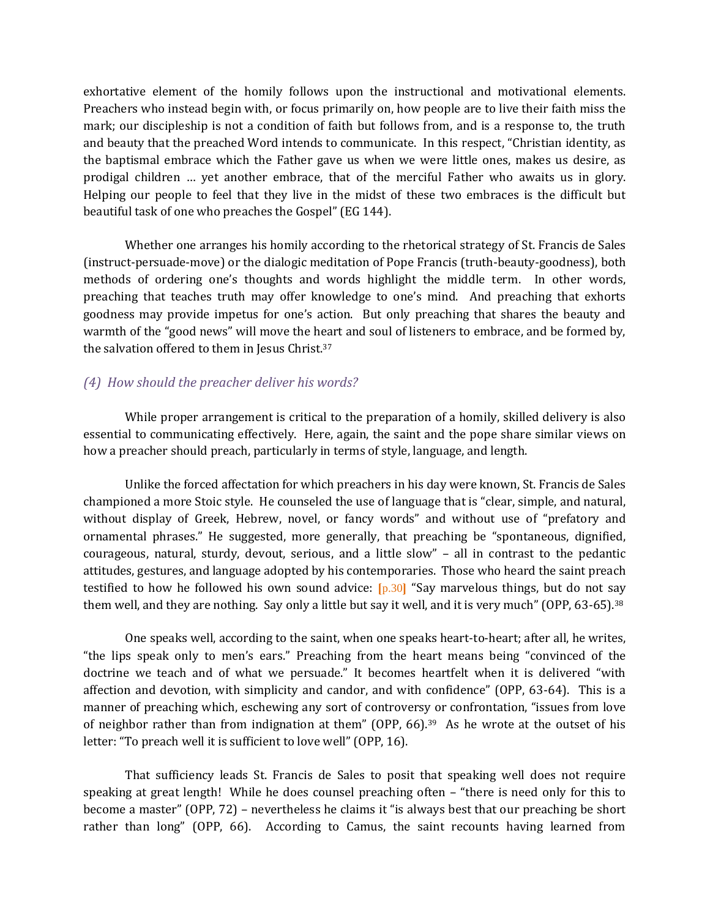exhortative element of the homily follows upon the instructional and motivational elements. Preachers who instead begin with, or focus primarily on, how people are to live their faith miss the mark; our discipleship is not a condition of faith but follows from, and is a response to, the truth and beauty that the preached Word intends to communicate. In this respect, "Christian identity, as the baptismal embrace which the Father gave us when we were little ones, makes us desire, as prodigal children … yet another embrace, that of the merciful Father who awaits us in glory. Helping our people to feel that they live in the midst of these two embraces is the difficult but beautiful task of one who preaches the Gospel" (EG 144).

Whether one arranges his homily according to the rhetorical strategy of St. Francis de Sales (instruct-persuade-move) or the dialogic meditation of Pope Francis (truth-beauty-goodness), both methods of ordering one's thoughts and words highlight the middle term. In other words, preaching that teaches truth may offer knowledge to one's mind. And preaching that exhorts goodness may provide impetus for one's action. But only preaching that shares the beauty and warmth of the "good news" will move the heart and soul of listeners to embrace, and be formed by, the salvation offered to them in Jesus Christ.[37]

### *(4) How should the preacher deliver his words?*

While proper arrangement is critical to the preparation of a homily, skilled delivery is also essential to communicating effectively. Here, again, the saint and the pope share similar views on how a preacher should preach, particularly in terms of style, language, and length.

Unlike the forced affectation for which preachers in his day were known, St. Francis de Sales championed a more Stoic style. He counseled the use of language that is "clear, simple, and natural, without display of Greek, Hebrew, novel, or fancy words" and without use of "prefatory and ornamental phrases." He suggested, more generally, that preaching be "spontaneous, dignified, courageous, natural, sturdy, devout, serious, and a little slow" – all in contrast to the pedantic attitudes, gestures, and language adopted by his contemporaries. Those who heard the saint preach testified to how he followed his own sound advice: [p.30] "Say marvelous things, but do not say them well, and they are nothing. Say only a little but say it well, and it is very much" (OPP, 63-65).[38]

One speaks well, according to the saint, when one speaks heart-to-heart; after all, he writes, "the lips speak only to men's ears." Preaching from the heart means being "convinced of the doctrine we teach and of what we persuade." It becomes heartfelt when it is delivered "with affection and devotion, with simplicity and candor, and with confidence" (OPP, 63-64). This is a manner of preaching which, eschewing any sort of controversy or confrontation, "issues from love of neighbor rather than from indignation at them" (OPP, 66).[39] As he wrote at the outset of his letter: "To preach well it is sufficient to love well" (OPP, 16).

That sufficiency leads St. Francis de Sales to posit that speaking well does not require speaking at great length! While he does counsel preaching often – "there is need only for this to become a master" (OPP, 72) – nevertheless he claims it "is always best that our preaching be short rather than long" (OPP, 66). According to Camus, the saint recounts having learned from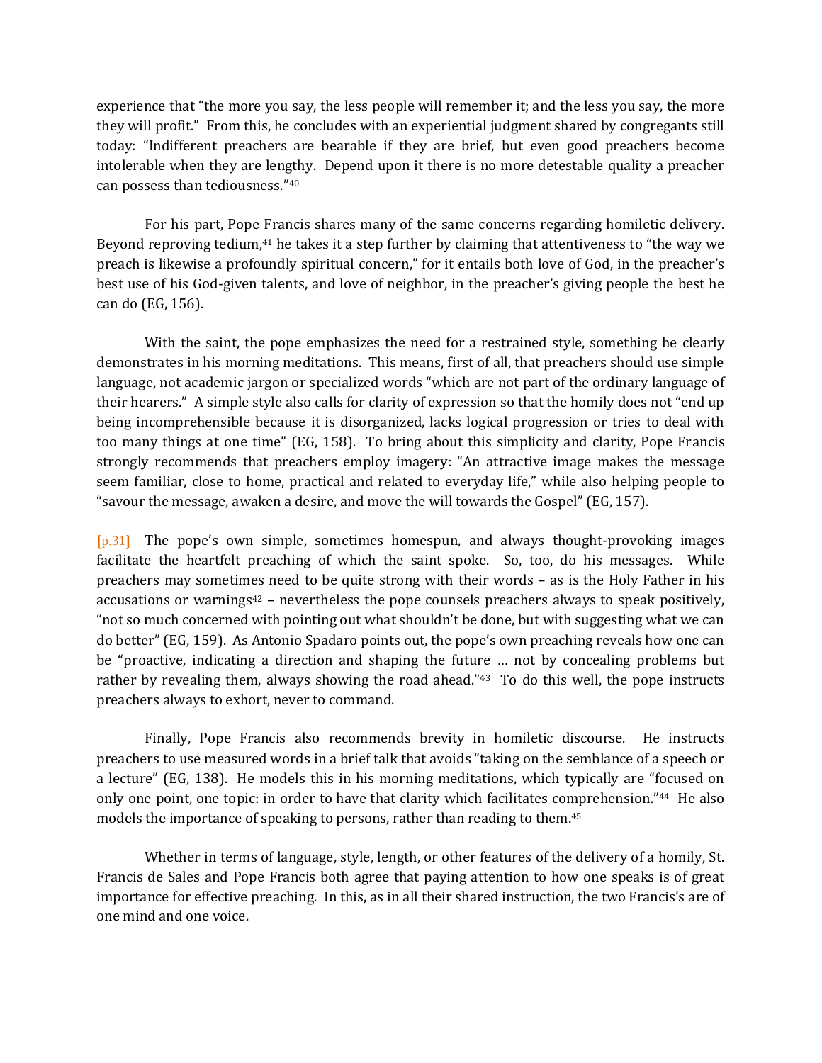experience that "the more you say, the less people will remember it; and the less you say, the more they will profit." From this, he concludes with an experiential judgment shared by congregants still today: "Indifferent preachers are bearable if they are brief, but even good preachers become intolerable when they are lengthy. Depend upon it there is no more detestable quality a preacher can possess than tediousness."[40]

For his part, Pope Francis shares many of the same concerns regarding homiletic delivery. Beyond reproving tedium,[41] he takes it a step further by claiming that attentiveness to "the way we preach is likewise a profoundly spiritual concern," for it entails both love of God, in the preacher's best use of his God-given talents, and love of neighbor, in the preacher's giving people the best he can do (EG, 156).

With the saint, the pope emphasizes the need for a restrained style, something he clearly demonstrates in his morning meditations. This means, first of all, that preachers should use simple language, not academic jargon or specialized words "which are not part of the ordinary language of their hearers." A simple style also calls for clarity of expression so that the homily does not "end up being incomprehensible because it is disorganized, lacks logical progression or tries to deal with too many things at one time" (EG, 158). To bring about this simplicity and clarity, Pope Francis strongly recommends that preachers employ imagery: "An attractive image makes the message seem familiar, close to home, practical and related to everyday life," while also helping people to "savour the message, awaken a desire, and move the will towards the Gospel" (EG, 157).

[p.31] The pope's own simple, sometimes homespun, and always thought-provoking images facilitate the heartfelt preaching of which the saint spoke. So, too, do his messages. While preachers may sometimes need to be quite strong with their words – as is the Holy Father in his accusations or warnings[42] – nevertheless the pope counsels preachers always to speak positively, "not so much concerned with pointing out what shouldn't be done, but with suggesting what we can do better" (EG, 159). As Antonio Spadaro points out, the pope's own preaching reveals how one can be "proactive, indicating a direction and shaping the future … not by concealing problems but rather by revealing them, always showing the road ahead."[43] To do this well, the pope instructs preachers always to exhort, never to command.

Finally, Pope Francis also recommends brevity in homiletic discourse. He instructs preachers to use measured words in a brief talk that avoids "taking on the semblance of a speech or a lecture" (EG, 138). He models this in his morning meditations, which typically are "focused on only one point, one topic: in order to have that clarity which facilitates comprehension."[44] He also models the importance of speaking to persons, rather than reading to them.[45]

Whether in terms of language, style, length, or other features of the delivery of a homily, St. Francis de Sales and Pope Francis both agree that paying attention to how one speaks is of great importance for effective preaching. In this, as in all their shared instruction, the two Francis's are of one mind and one voice.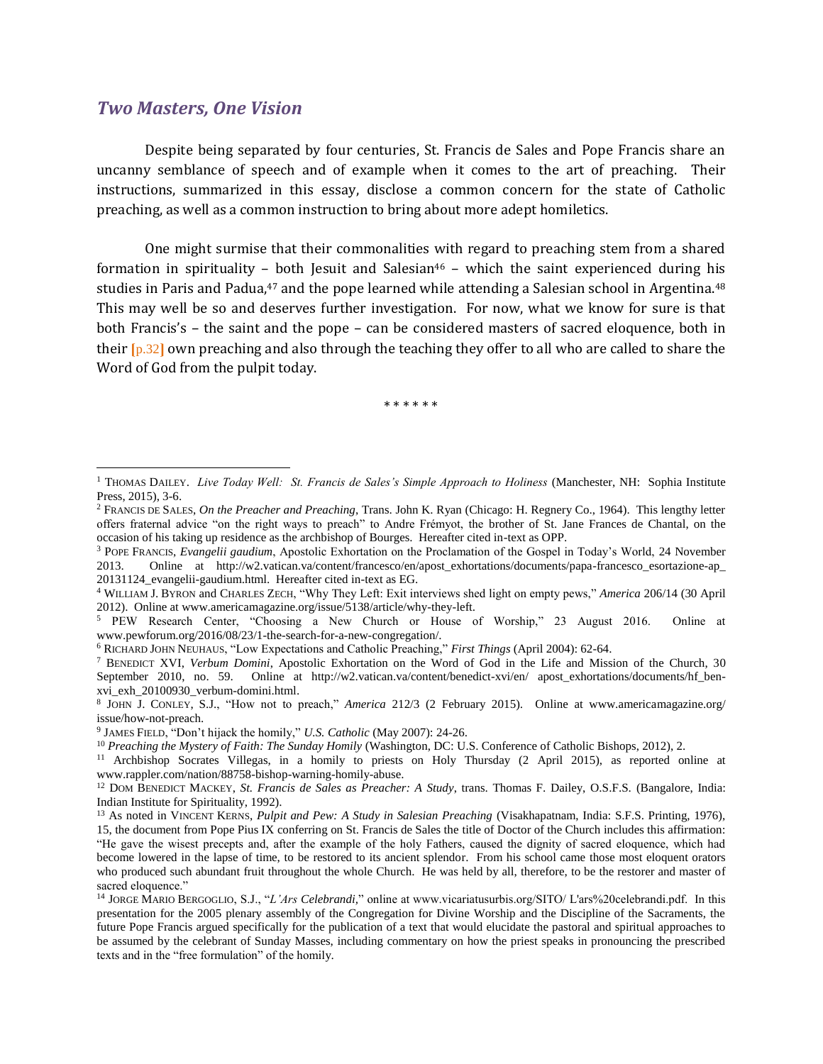## *Two Masters, One Vision*

Despite being separated by four centuries, St. Francis de Sales and Pope Francis share an uncanny semblance of speech and of example when it comes to the art of preaching. Their instructions, summarized in this essay, disclose a common concern for the state of Catholic preaching, as well as a common instruction to bring about more adept homiletics.

One might surmise that their commonalities with regard to preaching stem from a shared formation in spirituality – both Jesuit and Salesian[46] – which the saint experienced during his studies in Paris and Padua,[47] and the pope learned while attending a Salesian school in Argentina.[48] This may well be so and deserves further investigation. For now, what we know for sure is that both Francis's – the saint and the pope – can be considered masters of sacred eloquence, both in their [p.32] own preaching and also through the teaching they offer to all who are called to share the Word of God from the pulpit today.

\* \* \* \* \* \*

---

[1] THOMAS DAILEY. *Live Today Well: St. Francis de Sales's Simple Approach to Holiness* (Manchester, NH: Sophia Institute Press, 2015), 3-6.

[2] FRANCIS DE SALES, *On the Preacher and Preaching*, Trans. John K. Ryan (Chicago: H. Regnery Co., 1964). This lengthy letter offers fraternal advice "on the right ways to preach" to Andre Frémyot, the brother of St. Jane Frances de Chantal, on the occasion of his taking up residence as the archbishop of Bourges. Hereafter cited in-text as OPP.

[3] POPE FRANCIS, *Evangelii gaudium*, Apostolic Exhortation on the Proclamation of the Gospel in Today's World, 24 November 2013. Online at http://w2.vatican.va/content/francesco/en/apost_exhortations/documents/papa-francesco_esortazione-ap_20131124_evangelii-gaudium.html. Hereafter cited in-text as EG.

[4] WILLIAM J. BYRON and CHARLES ZECH, "Why They Left: Exit interviews shed light on empty pews," *America* 206/14 (30 April 2012). Online at www.americamagazine.org/issue/5138/article/why-they-left.

[5] PEW Research Center, "Choosing a New Church or House of Worship," 23 August 2016. Online at www.pewforum.org/2016/08/23/1-the-search-for-a-new-congregation/.

[6] RICHARD JOHN NEUHAUS, "Low Expectations and Catholic Preaching," *First Things* (April 2004): 62-64.

[7] BENEDICT XVI, *Verbum Domini*, Apostolic Exhortation on the Word of God in the Life and Mission of the Church, 30 September 2010, no. 59. Online at http://w2.vatican.va/content/benedict-xvi/en/ apost_exhortations/documents/hf_ben-xvi_exh_20100930_verbum-domini.html.

[8] JOHN J. CONLEY, S.J., "How not to preach," *America* 212/3 (2 February 2015). Online at www.americamagazine.org/ issue/how-not-preach.

[9] JAMES FIELD, "Don't hijack the homily," *U.S. Catholic* (May 2007): 24-26.

[10] *Preaching the Mystery of Faith: The Sunday Homily* (Washington, DC: U.S. Conference of Catholic Bishops, 2012), 2.

[11] Archbishop Socrates Villegas, in a homily to priests on Holy Thursday (2 April 2015), as reported online at www.rappler.com/nation/88758-bishop-warning-homily-abuse.

[12] DOM BENEDICT MACKEY, *St. Francis de Sales as Preacher: A Study*, trans. Thomas F. Dailey, O.S.F.S. (Bangalore, India: Indian Institute for Spirituality, 1992).

[13] As noted in VINCENT KERNS, *Pulpit and Pew: A Study in Salesian Preaching* (Visakhapatnam, India: S.F.S. Printing, 1976), 15, the document from Pope Pius IX conferring on St. Francis de Sales the title of Doctor of the Church includes this affirmation: "He gave the wisest precepts and, after the example of the holy Fathers, caused the dignity of sacred eloquence, which had become lowered in the lapse of time, to be restored to its ancient splendor. From his school came those most eloquent orators who produced such abundant fruit throughout the whole Church. He was held by all, therefore, to be the restorer and master of sacred eloquence."

[14] JORGE MARIO BERGOGLIO, S.J., "*L'Ars Celebrandi*," online at www.vicariatusurbis.org/SITO/ L'ars%20celebrandi.pdf. In this presentation for the 2005 plenary assembly of the Congregation for Divine Worship and the Discipline of the Sacraments, the future Pope Francis argued specifically for the publication of a text that would elucidate the pastoral and spiritual approaches to be assumed by the celebrant of Sunday Masses, including commentary on how the priest speaks in pronouncing the prescribed texts and in the "free formulation" of the homily.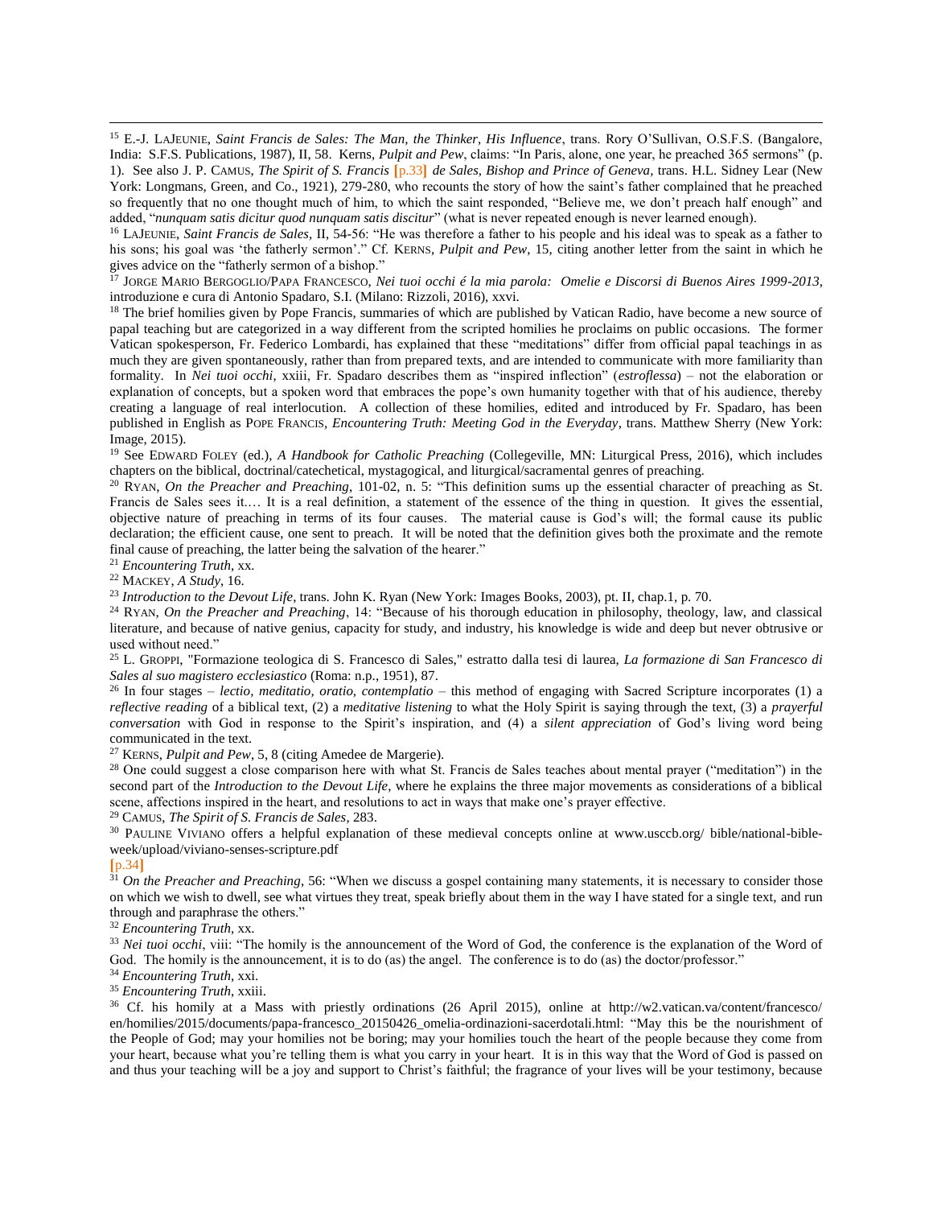[15] E.-J. LaJeunie, *Saint Francis de Sales: The Man, the Thinker, His Influence*, trans. Rory O'Sullivan, O.S.F.S. (Bangalore, India: S.F.S. Publications, 1987), II, 58. Kerns, *Pulpit and Pew*, claims: "In Paris, alone, one year, he preached 365 sermons" (p. 1). See also J. P. Camus, *The Spirit of S. Francis* [p.33] *de Sales, Bishop and Prince of Geneva*, trans. H.L. Sidney Lear (New York: Longmans, Green, and Co., 1921), 279-280, who recounts the story of how the saint's father complained that he preached so frequently that no one thought much of him, to which the saint responded, "Believe me, we don't preach half enough" and added, "*nunquam satis dicitur quod nunquam satis discitur*" (what is never repeated enough is never learned enough).

[16] LaJeunie, *Saint Francis de Sales*, II, 54-56: "He was therefore a father to his people and his ideal was to speak as a father to his sons; his goal was 'the fatherly sermon'." Cf. Kerns, *Pulpit and Pew*, 15, citing another letter from the saint in which he gives advice on the "fatherly sermon of a bishop."

[17] Jorge Mario Bergoglio/Papa Francesco, *Nei tuoi occhi é la mia parola: Omelie e Discorsi di Buenos Aires 1999-2013*, introduzione e cura di Antonio Spadaro, S.I. (Milano: Rizzoli, 2016), xxvi.

[18] The brief homilies given by Pope Francis, summaries of which are published by Vatican Radio, have become a new source of papal teaching but are categorized in a way different from the scripted homilies he proclaims on public occasions. The former Vatican spokesperson, Fr. Federico Lombardi, has explained that these "meditations" differ from official papal teachings in as much they are given spontaneously, rather than from prepared texts, and are intended to communicate with more familiarity than formality. In *Nei tuoi occhi*, xxiii, Fr. Spadaro describes them as "inspired inflection" (*estroflessa*) – not the elaboration or explanation of concepts, but a spoken word that embraces the pope's own humanity together with that of his audience, thereby creating a language of real interlocution. A collection of these homilies, edited and introduced by Fr. Spadaro, has been published in English as Pope Francis, *Encountering Truth: Meeting God in the Everyday*, trans. Matthew Sherry (New York: Image, 2015).

[19] See Edward Foley (ed.), *A Handbook for Catholic Preaching* (Collegeville, MN: Liturgical Press, 2016), which includes chapters on the biblical, doctrinal/catechetical, mystagogical, and liturgical/sacramental genres of preaching.

[20] Ryan, *On the Preacher and Preaching*, 101-02, n. 5: "This definition sums up the essential character of preaching as St. Francis de Sales sees it.… It is a real definition, a statement of the essence of the thing in question. It gives the essential, objective nature of preaching in terms of its four causes. The material cause is God's will; the formal cause its public declaration; the efficient cause, one sent to preach. It will be noted that the definition gives both the proximate and the remote final cause of preaching, the latter being the salvation of the hearer."

[21] *Encountering Truth*, xx.

[22] Mackey, *A Study*, 16.

[23] *Introduction to the Devout Life*, trans. John K. Ryan (New York: Images Books, 2003), pt. II, chap.1, p. 70.

[24] Ryan, *On the Preacher and Preaching*, 14: "Because of his thorough education in philosophy, theology, law, and classical literature, and because of native genius, capacity for study, and industry, his knowledge is wide and deep but never obtrusive or used without need."

[25] L. Groppi, "Formazione teologica di S. Francesco di Sales," estratto dalla tesi di laurea, *La formazione di San Francesco di Sales al suo magistero ecclesiastico* (Roma: n.p., 1951), 87.

[26] In four stages – *lectio, meditatio, oratio, contemplatio* – this method of engaging with Sacred Scripture incorporates (1) a *reflective reading* of a biblical text, (2) a *meditative listening* to what the Holy Spirit is saying through the text, (3) a *prayerful conversation* with God in response to the Spirit's inspiration, and (4) a *silent appreciation* of God's living word being communicated in the text.

[27] Kerns, *Pulpit and Pew*, 5, 8 (citing Amedee de Margerie).

[28] One could suggest a close comparison here with what St. Francis de Sales teaches about mental prayer ("meditation") in the second part of the *Introduction to the Devout Life*, where he explains the three major movements as considerations of a biblical scene, affections inspired in the heart, and resolutions to act in ways that make one's prayer effective.

[29] Camus, *The Spirit of S. Francis de Sales*, 283.

[30] Pauline Viviano offers a helpful explanation of these medieval concepts online at www.usccb.org/ bible/national-bible-week/upload/viviano-senses-scripture.pdf

[p.34]

[31] *On the Preacher and Preaching*, 56: "When we discuss a gospel containing many statements, it is necessary to consider those on which we wish to dwell, see what virtues they treat, speak briefly about them in the way I have stated for a single text, and run through and paraphrase the others."

[32] *Encountering Truth*, xx.

[33] *Nei tuoi occhi*, viii: "The homily is the announcement of the Word of God, the conference is the explanation of the Word of God. The homily is the announcement, it is to do (as) the angel. The conference is to do (as) the doctor/professor."

[34] *Encountering Truth*, xxi.

[35] *Encountering Truth*, xxiii.

[36] Cf. his homily at a Mass with priestly ordinations (26 April 2015), online at http://w2.vatican.va/content/francesco/ en/homilies/2015/documents/papa-francesco_20150426_omelia-ordinazioni-sacerdotali.html: "May this be the nourishment of the People of God; may your homilies not be boring; may your homilies touch the heart of the people because they come from your heart, because what you're telling them is what you carry in your heart. It is in this way that the Word of God is passed on and thus your teaching will be a joy and support to Christ's faithful; the fragrance of your lives will be your testimony, because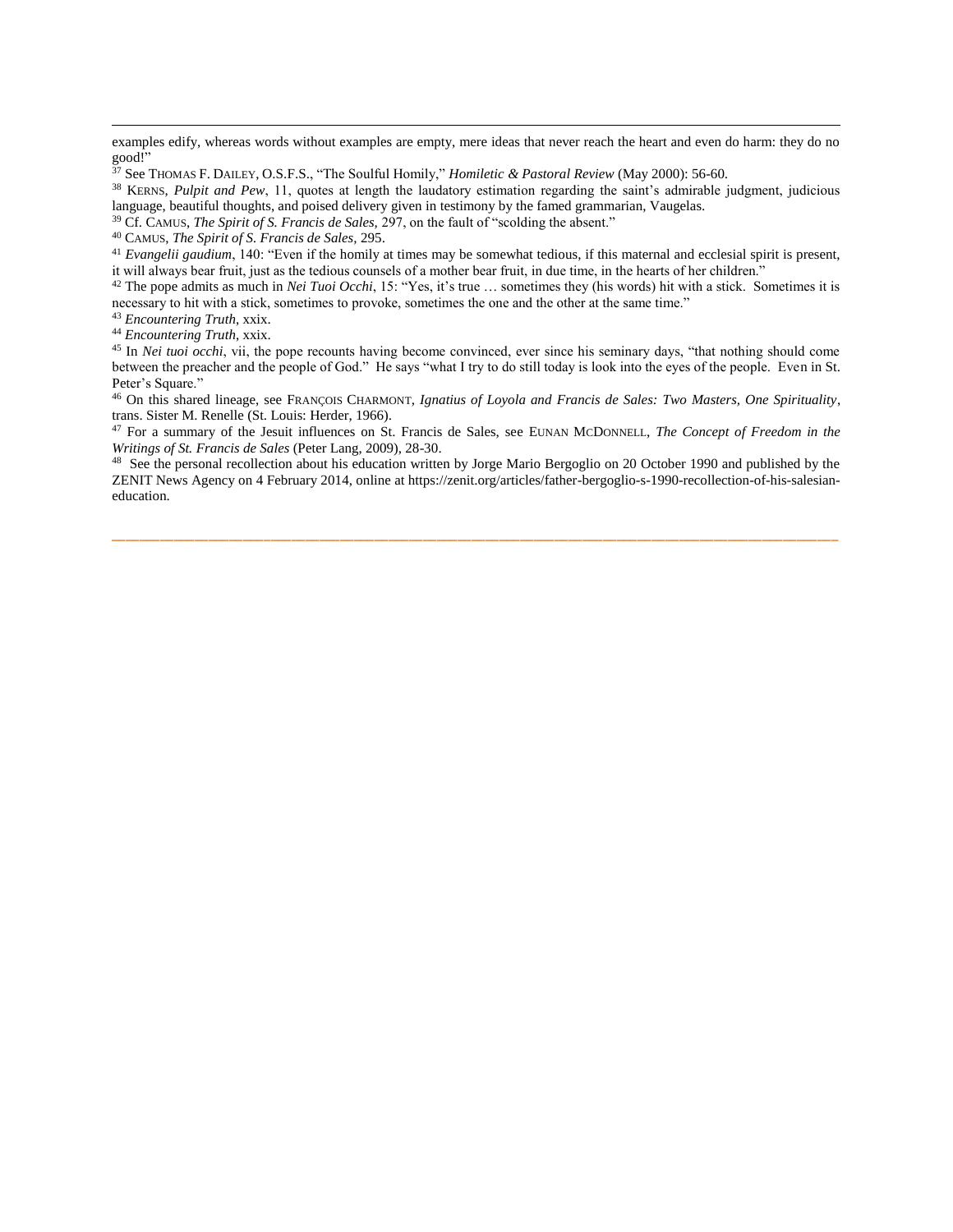examples edify, whereas words without examples are empty, mere ideas that never reach the heart and even do harm: they do no good!"

[37] See THOMAS F. DAILEY, O.S.F.S., "The Soulful Homily," *Homiletic & Pastoral Review* (May 2000): 56-60.

[38] KERNS, *Pulpit and Pew*, 11, quotes at length the laudatory estimation regarding the saint's admirable judgment, judicious language, beautiful thoughts, and poised delivery given in testimony by the famed grammarian, Vaugelas.

[39] Cf. CAMUS, *The Spirit of S. Francis de Sales*, 297, on the fault of "scolding the absent."

[40] CAMUS, *The Spirit of S. Francis de Sales*, 295.

[41] *Evangelii gaudium*, 140: "Even if the homily at times may be somewhat tedious, if this maternal and ecclesial spirit is present, it will always bear fruit, just as the tedious counsels of a mother bear fruit, in due time, in the hearts of her children."

[42] The pope admits as much in *Nei Tuoi Occhi*, 15: "Yes, it's true … sometimes they (his words) hit with a stick. Sometimes it is necessary to hit with a stick, sometimes to provoke, sometimes the one and the other at the same time."

[43] *Encountering Truth*, xxix.

[44] *Encountering Truth*, xxix.

[45] In *Nei tuoi occhi*, vii, the pope recounts having become convinced, ever since his seminary days, "that nothing should come between the preacher and the people of God." He says "what I try to do still today is look into the eyes of the people. Even in St. Peter's Square."

[46] On this shared lineage, see FRANÇOIS CHARMONT, *Ignatius of Loyola and Francis de Sales: Two Masters, One Spirituality*, trans. Sister M. Renelle (St. Louis: Herder, 1966).

[47] For a summary of the Jesuit influences on St. Francis de Sales, see EUNAN MCDONNELL, *The Concept of Freedom in the Writings of St. Francis de Sales* (Peter Lang, 2009), 28-30.

[48] See the personal recollection about his education written by Jorge Mario Bergoglio on 20 October 1990 and published by the ZENIT News Agency on 4 February 2014, online at https://zenit.org/articles/father-bergoglio-s-1990-recollection-of-his-salesian-education.